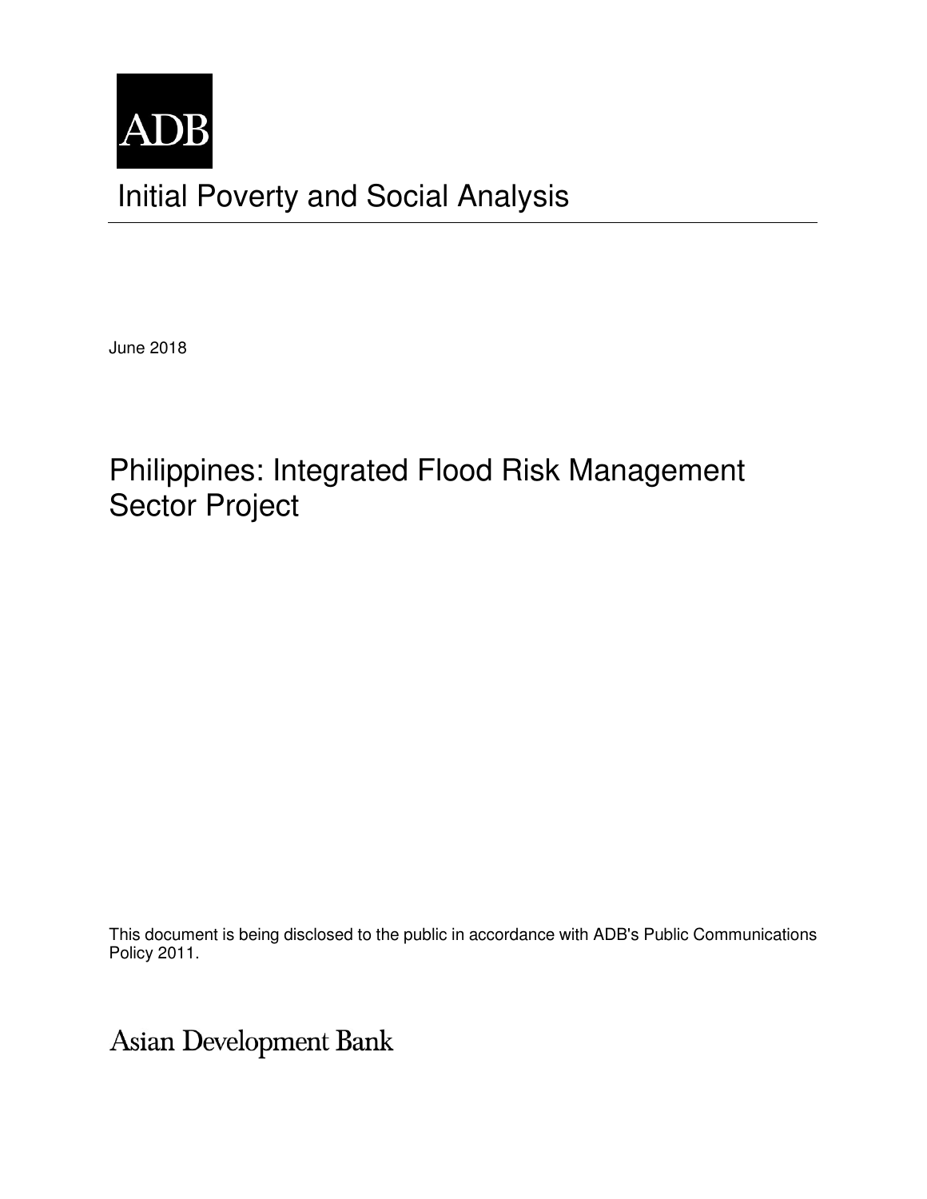ADB

# Initial Poverty and Social Analysis

June 2018

# Philippines: Integrated Flood Risk Management Sector Project

This document is being disclosed to the public in accordance with ADB's Public Communications Policy 2011.

Asian Development Bank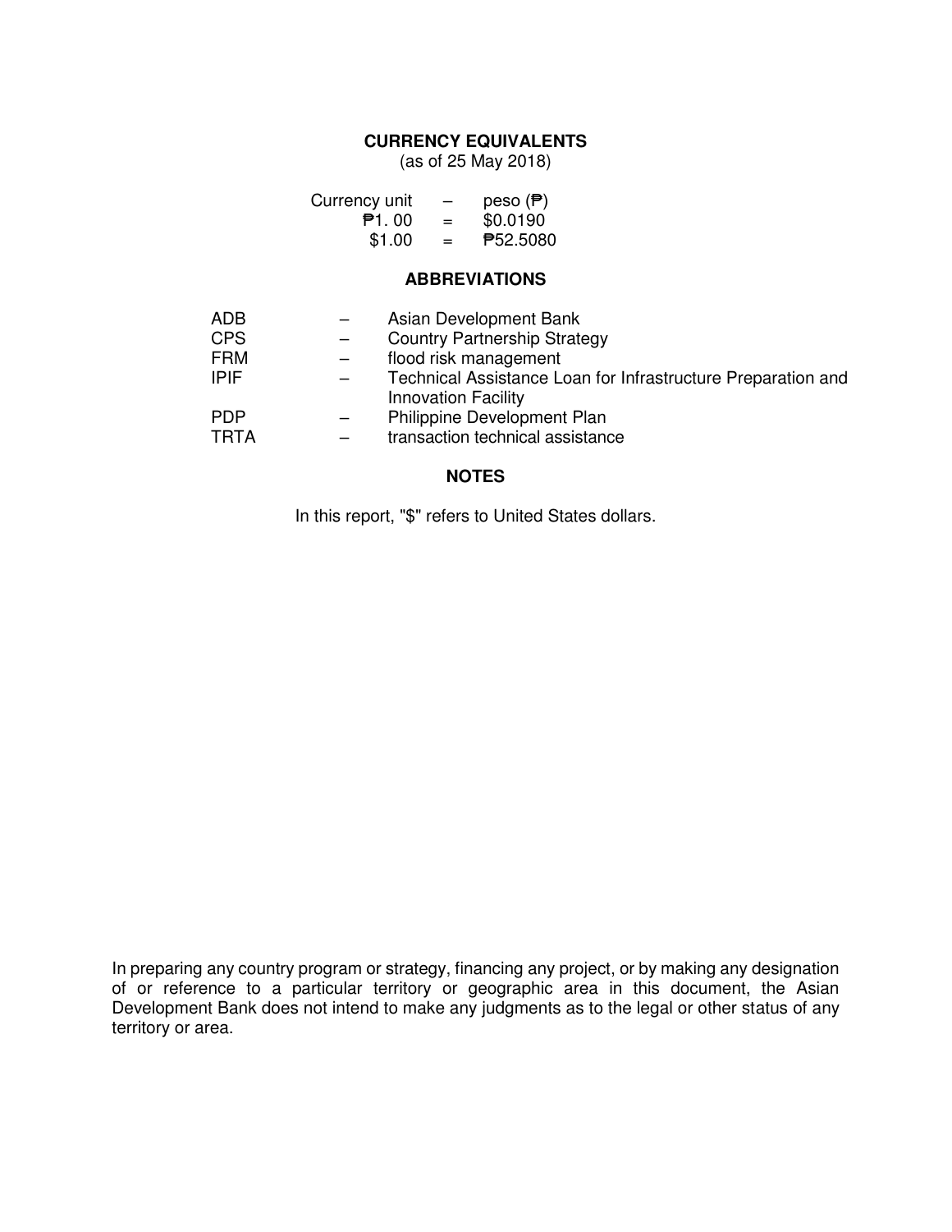## CURRENCY EQUIVALENTS

(as of 25 May 2018)

| | | |
|---|---|---|
| Currency unit | – | peso (₱) |
| ₱1. 00 | = | $0.0190 |
| $1.00 | = | ₱52.5080 |

## ABBREVIATIONS

| | | |
|---|---|---|
| ADB | – | Asian Development Bank |
| CPS | – | Country Partnership Strategy |
| FRM | – | flood risk management |
| IPIF | – | Technical Assistance Loan for Infrastructure Preparation and Innovation Facility |
| PDP | – | Philippine Development Plan |
| TRTA | – | transaction technical assistance |

## NOTES

In this report, "$" refers to United States dollars.

In preparing any country program or strategy, financing any project, or by making any designation of or reference to a particular territory or geographic area in this document, the Asian Development Bank does not intend to make any judgments as to the legal or other status of any territory or area.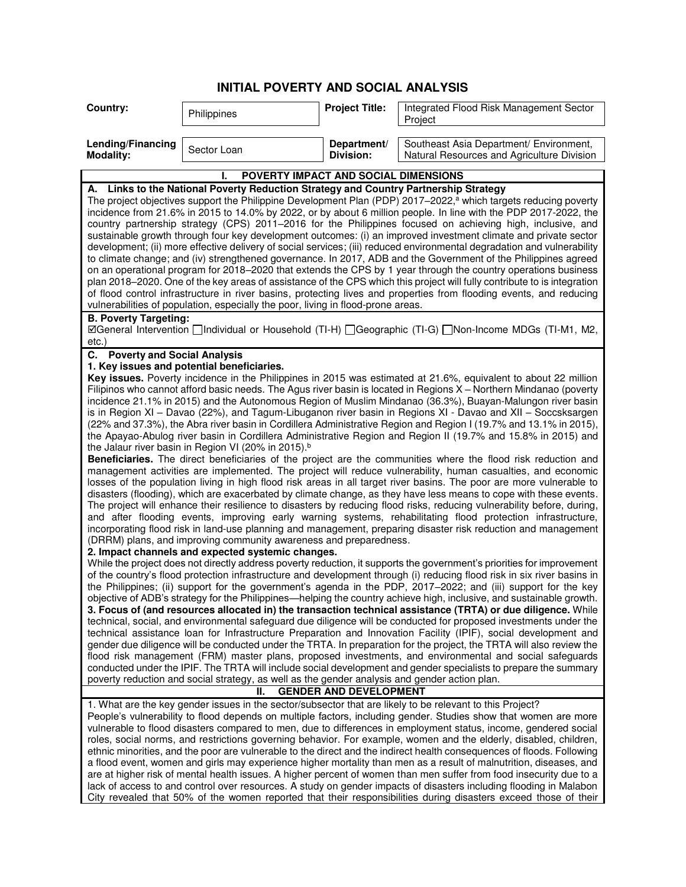# INITIAL POVERTY AND SOCIAL ANALYSIS

| | | | |
|---|---|---|---|
| **Country:** | Philippines | **Project Title:** | Integrated Flood Risk Management Sector Project |
| **Lending/Financing Modality:** | Sector Loan | **Department/ Division:** | Southeast Asia Department/ Environment, Natural Resources and Agriculture Division |

## I. POVERTY IMPACT AND SOCIAL DIMENSIONS

**A. Links to the National Poverty Reduction Strategy and Country Partnership Strategy**

The project objectives support the Philippine Development Plan (PDP) 2017–2022,[a] which targets reducing poverty incidence from 21.6% in 2015 to 14.0% by 2022, or by about 6 million people. In line with the PDP 2017-2022, the country partnership strategy (CPS) 2011–2016 for the Philippines focused on achieving high, inclusive, and sustainable growth through four key development outcomes: (i) an improved investment climate and private sector development; (ii) more effective delivery of social services; (iii) reduced environmental degradation and vulnerability to climate change; and (iv) strengthened governance. In 2017, ADB and the Government of the Philippines agreed on an operational program for 2018–2020 that extends the CPS by 1 year through the country operations business plan 2018–2020. One of the key areas of assistance of the CPS which this project will fully contribute to is integration of flood control infrastructure in river basins, protecting lives and properties from flooding events, and reducing vulnerabilities of population, especially the poor, living in flood-prone areas.

**B. Poverty Targeting:**

☑General Intervention ☐Individual or Household (TI-H) ☐Geographic (TI-G) ☐Non-Income MDGs (TI-M1, M2, etc.)

**C. Poverty and Social Analysis**

**1. Key issues and potential beneficiaries.**

**Key issues.** Poverty incidence in the Philippines in 2015 was estimated at 21.6%, equivalent to about 22 million Filipinos who cannot afford basic needs. The Agus river basin is located in Regions X – Northern Mindanao (poverty incidence 21.1% in 2015) and the Autonomous Region of Muslim Mindanao (36.3%), Buayan-Malungon river basin is in Region XI – Davao (22%), and Tagum-Libuganon river basin in Regions XI - Davao and XII – Soccsksargen (22% and 37.3%), the Abra river basin in Cordillera Administrative Region and Region I (19.7% and 13.1% in 2015), the Apayao-Abulog river basin in Cordillera Administrative Region and Region II (19.7% and 15.8% in 2015) and the Jalaur river basin in Region VI (20% in 2015).[b]

**Beneficiaries.** The direct beneficiaries of the project are the communities where the flood risk reduction and management activities are implemented. The project will reduce vulnerability, human casualties, and economic losses of the population living in high flood risk areas in all target river basins. The poor are more vulnerable to disasters (flooding), which are exacerbated by climate change, as they have less means to cope with these events. The project will enhance their resilience to disasters by reducing flood risks, reducing vulnerability before, during, and after flooding events, improving early warning systems, rehabilitating flood protection infrastructure, incorporating flood risk in land-use planning and management, preparing disaster risk reduction and management (DRRM) plans, and improving community awareness and preparedness.

**2. Impact channels and expected systemic changes.**

While the project does not directly address poverty reduction, it supports the government's priorities for improvement of the country's flood protection infrastructure and development through (i) reducing flood risk in six river basins in the Philippines; (ii) support for the government's agenda in the PDP, 2017–2022; and (iii) support for the key objective of ADB's strategy for the Philippines—helping the country achieve high, inclusive, and sustainable growth.

**3. Focus of (and resources allocated in) the transaction technical assistance (TRTA) or due diligence.** While technical, social, and environmental safeguard due diligence will be conducted for proposed investments under the technical assistance loan for Infrastructure Preparation and Innovation Facility (IPIF), social development and gender due diligence will be conducted under the TRTA. In preparation for the project, the TRTA will also review the flood risk management (FRM) master plans, proposed investments, and environmental and social safeguards conducted under the IPIF. The TRTA will include social development and gender specialists to prepare the summary poverty reduction and social strategy, as well as the gender analysis and gender action plan.

## II. GENDER AND DEVELOPMENT

1. What are the key gender issues in the sector/subsector that are likely to be relevant to this Project?

People's vulnerability to flood depends on multiple factors, including gender. Studies show that women are more vulnerable to flood disasters compared to men, due to differences in employment status, income, gendered social roles, social norms, and restrictions governing behavior. For example, women and the elderly, disabled, children, ethnic minorities, and the poor are vulnerable to the direct and the indirect health consequences of floods. Following a flood event, women and girls may experience higher mortality than men as a result of malnutrition, diseases, and are at higher risk of mental health issues. A higher percent of women than men suffer from food insecurity due to a lack of access to and control over resources. A study on gender impacts of disasters including flooding in Malabon City revealed that 50% of the women reported that their responsibilities during disasters exceed those of their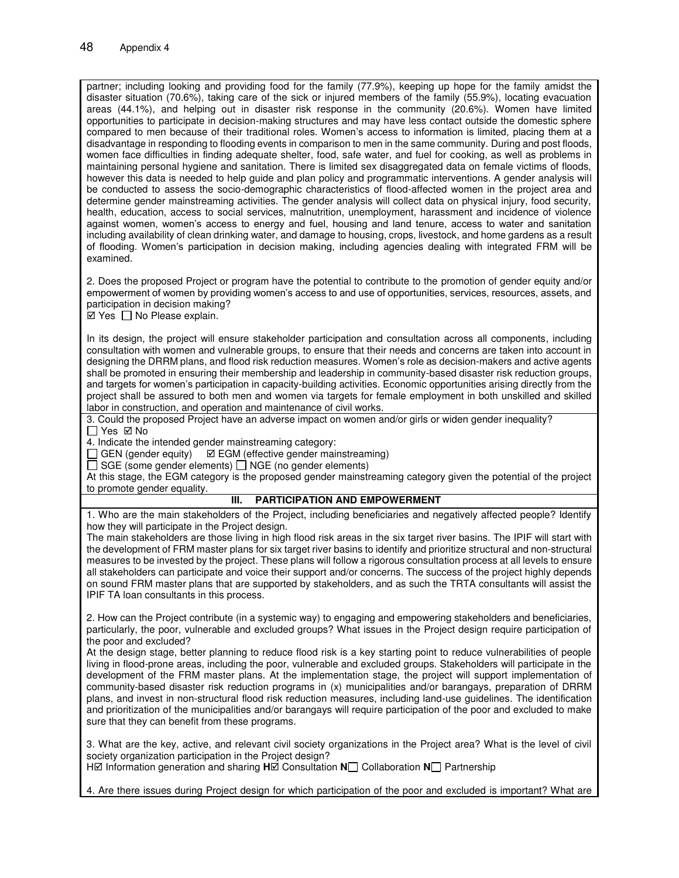partner; including looking and providing food for the family (77.9%), keeping up hope for the family amidst the disaster situation (70.6%), taking care of the sick or injured members of the family (55.9%), locating evacuation areas (44.1%), and helping out in disaster risk response in the community (20.6%). Women have limited opportunities to participate in decision-making structures and may have less contact outside the domestic sphere compared to men because of their traditional roles. Women's access to information is limited, placing them at a disadvantage in responding to flooding events in comparison to men in the same community. During and post floods, women face difficulties in finding adequate shelter, food, safe water, and fuel for cooking, as well as problems in maintaining personal hygiene and sanitation. There is limited sex disaggregated data on female victims of floods, however this data is needed to help guide and plan policy and programmatic interventions. A gender analysis will be conducted to assess the socio-demographic characteristics of flood-affected women in the project area and determine gender mainstreaming activities. The gender analysis will collect data on physical injury, food security, health, education, access to social services, malnutrition, unemployment, harassment and incidence of violence against women, women's access to energy and fuel, housing and land tenure, access to water and sanitation including availability of clean drinking water, and damage to housing, crops, livestock, and home gardens as a result of flooding. Women's participation in decision making, including agencies dealing with integrated FRM will be examined.

2. Does the proposed Project or program have the potential to contribute to the promotion of gender equity and/or empowerment of women by providing women's access to and use of opportunities, services, resources, assets, and participation in decision making?
☑ Yes ☐ No Please explain.

In its design, the project will ensure stakeholder participation and consultation across all components, including consultation with women and vulnerable groups, to ensure that their needs and concerns are taken into account in designing the DRRM plans, and flood risk reduction measures. Women's role as decision-makers and active agents shall be promoted in ensuring their membership and leadership in community-based disaster risk reduction groups, and targets for women's participation in capacity-building activities. Economic opportunities arising directly from the project shall be assured to both men and women via targets for female employment in both unskilled and skilled labor in construction, and operation and maintenance of civil works.

3. Could the proposed Project have an adverse impact on women and/or girls or widen gender inequality?
☐ Yes ☑ No

4. Indicate the intended gender mainstreaming category:
☐ GEN (gender equity) ☑ EGM (effective gender mainstreaming)
☐ SGE (some gender elements) ☐ NGE (no gender elements)
At this stage, the EGM category is the proposed gender mainstreaming category given the potential of the project to promote gender equality.

## III. PARTICIPATION AND EMPOWERMENT

1. Who are the main stakeholders of the Project, including beneficiaries and negatively affected people? Identify how they will participate in the Project design.
The main stakeholders are those living in high flood risk areas in the six target river basins. The IPIF will start with the development of FRM master plans for six target river basins to identify and prioritize structural and non-structural measures to be invested by the project. These plans will follow a rigorous consultation process at all levels to ensure all stakeholders can participate and voice their support and/or concerns. The success of the project highly depends on sound FRM master plans that are supported by stakeholders, and as such the TRTA consultants will assist the IPIF TA loan consultants in this process.

2. How can the Project contribute (in a systemic way) to engaging and empowering stakeholders and beneficiaries, particularly, the poor, vulnerable and excluded groups? What issues in the Project design require participation of the poor and excluded?
At the design stage, better planning to reduce flood risk is a key starting point to reduce vulnerabilities of people living in flood-prone areas, including the poor, vulnerable and excluded groups. Stakeholders will participate in the development of the FRM master plans. At the implementation stage, the project will support implementation of community-based disaster risk reduction programs in (x) municipalities and/or barangays, preparation of DRRM plans, and invest in non-structural flood risk reduction measures, including land-use guidelines. The identification and prioritization of the municipalities and/or barangays will require participation of the poor and excluded to make sure that they can benefit from these programs.

3. What are the key, active, and relevant civil society organizations in the Project area? What is the level of civil society organization participation in the Project design?
H☑ Information generation and sharing **H**☑ Consultation **N**☐ Collaboration **N**☐ Partnership

4. Are there issues during Project design for which participation of the poor and excluded is important? What are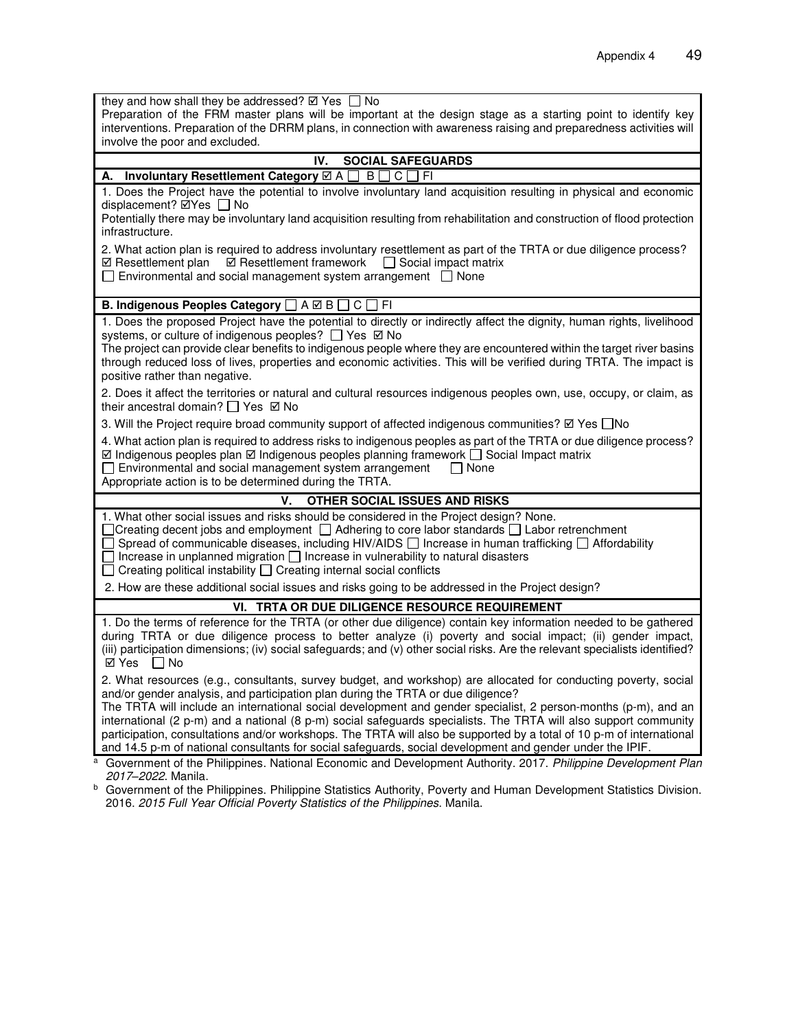they and how shall they be addressed? ☑ Yes ☐ No
Preparation of the FRM master plans will be important at the design stage as a starting point to identify key interventions. Preparation of the DRRM plans, in connection with awareness raising and preparedness activities will involve the poor and excluded.

## IV. SOCIAL SAFEGUARDS

**A. Involuntary Resettlement Category** ☑ A ☐ B ☐ C ☐ FI

1. Does the Project have the potential to involve involuntary land acquisition resulting in physical and economic displacement? ☑Yes ☐ No
Potentially there may be involuntary land acquisition resulting from rehabilitation and construction of flood protection infrastructure.

2. What action plan is required to address involuntary resettlement as part of the TRTA or due diligence process?
☑ Resettlement plan ☑ Resettlement framework ☐ Social impact matrix
☐ Environmental and social management system arrangement ☐ None

**B. Indigenous Peoples Category** ☐ A ☑ B ☐ C ☐ FI

1. Does the proposed Project have the potential to directly or indirectly affect the dignity, human rights, livelihood systems, or culture of indigenous peoples? ☐ Yes ☑ No
The project can provide clear benefits to indigenous people where they are encountered within the target river basins through reduced loss of lives, properties and economic activities. This will be verified during TRTA. The impact is positive rather than negative.

2. Does it affect the territories or natural and cultural resources indigenous peoples own, use, occupy, or claim, as their ancestral domain? ☐ Yes ☑ No

3. Will the Project require broad community support of affected indigenous communities? ☑ Yes ☐No

4. What action plan is required to address risks to indigenous peoples as part of the TRTA or due diligence process?
☑ Indigenous peoples plan ☑ Indigenous peoples planning framework ☐ Social Impact matrix
☐ Environmental and social management system arrangement ☐ None
Appropriate action is to be determined during the TRTA.

## V. OTHER SOCIAL ISSUES AND RISKS

1. What other social issues and risks should be considered in the Project design? None.
☐Creating decent jobs and employment ☐ Adhering to core labor standards ☐ Labor retrenchment
☐ Spread of communicable diseases, including HIV/AIDS ☐ Increase in human trafficking ☐ Affordability
☐ Increase in unplanned migration ☐ Increase in vulnerability to natural disasters
☐ Creating political instability ☐ Creating internal social conflicts

2. How are these additional social issues and risks going to be addressed in the Project design?

## VI. TRTA OR DUE DILIGENCE RESOURCE REQUIREMENT

1. Do the terms of reference for the TRTA (or other due diligence) contain key information needed to be gathered during TRTA or due diligence process to better analyze (i) poverty and social impact; (ii) gender impact, (iii) participation dimensions; (iv) social safeguards; and (v) other social risks. Are the relevant specialists identified?
☑ Yes ☐ No

2. What resources (e.g., consultants, survey budget, and workshop) are allocated for conducting poverty, social and/or gender analysis, and participation plan during the TRTA or due diligence?
The TRTA will include an international social development and gender specialist, 2 person-months (p-m), and an international (2 p-m) and a national (8 p-m) social safeguards specialists. The TRTA will also support community participation, consultations and/or workshops. The TRTA will also be supported by a total of 10 p-m of international and 14.5 p-m of national consultants for social safeguards, social development and gender under the IPIF.

[a] Government of the Philippines. National Economic and Development Authority. 2017. *Philippine Development Plan 2017–2022*. Manila.

[b] Government of the Philippines. Philippine Statistics Authority, Poverty and Human Development Statistics Division. 2016. *2015 Full Year Official Poverty Statistics of the Philippines*. Manila.